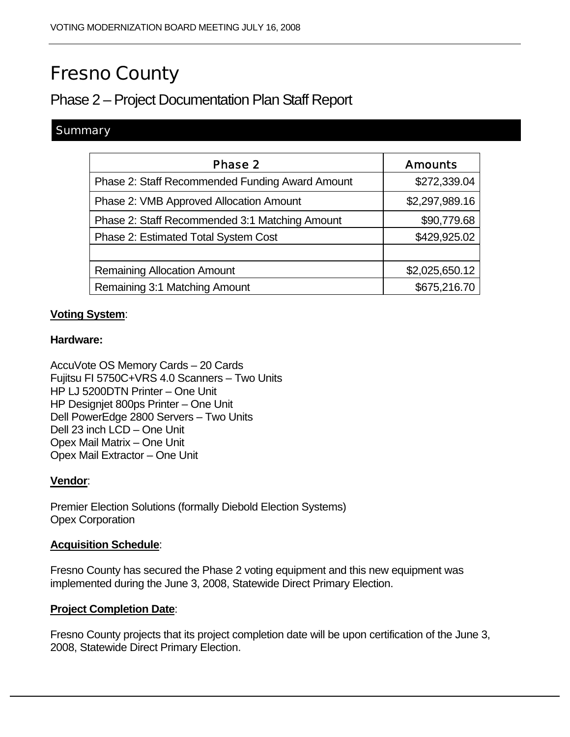# Fresno County

## Phase 2 – Project Documentation Plan Staff Report

### Summary

| Phase 2 | Amounts |
| --- | --- |
| Phase 2: Staff Recommended Funding Award Amount | $272,339.04 |
| Phase 2: VMB Approved Allocation Amount | $2,297,989.16 |
| Phase 2: Staff Recommended 3:1 Matching Amount | $90,779.68 |
| Phase 2: Estimated Total System Cost | $429,925.02 |
| | |
| Remaining Allocation Amount | $2,025,650.12 |
| Remaining 3:1 Matching Amount | $675,216.70 |

**Voting System**:

**Hardware:**

AccuVote OS Memory Cards – 20 Cards
Fujitsu FI 5750C+VRS 4.0 Scanners – Two Units
HP LJ 5200DTN Printer – One Unit
HP Designjet 800ps Printer – One Unit
Dell PowerEdge 2800 Servers – Two Units
Dell 23 inch LCD – One Unit
Opex Mail Matrix – One Unit
Opex Mail Extractor – One Unit

**Vendor**:

Premier Election Solutions (formally Diebold Election Systems)
Opex Corporation

**Acquisition Schedule**:

Fresno County has secured the Phase 2 voting equipment and this new equipment was implemented during the June 3, 2008, Statewide Direct Primary Election.

**Project Completion Date**:

Fresno County projects that its project completion date will be upon certification of the June 3, 2008, Statewide Direct Primary Election.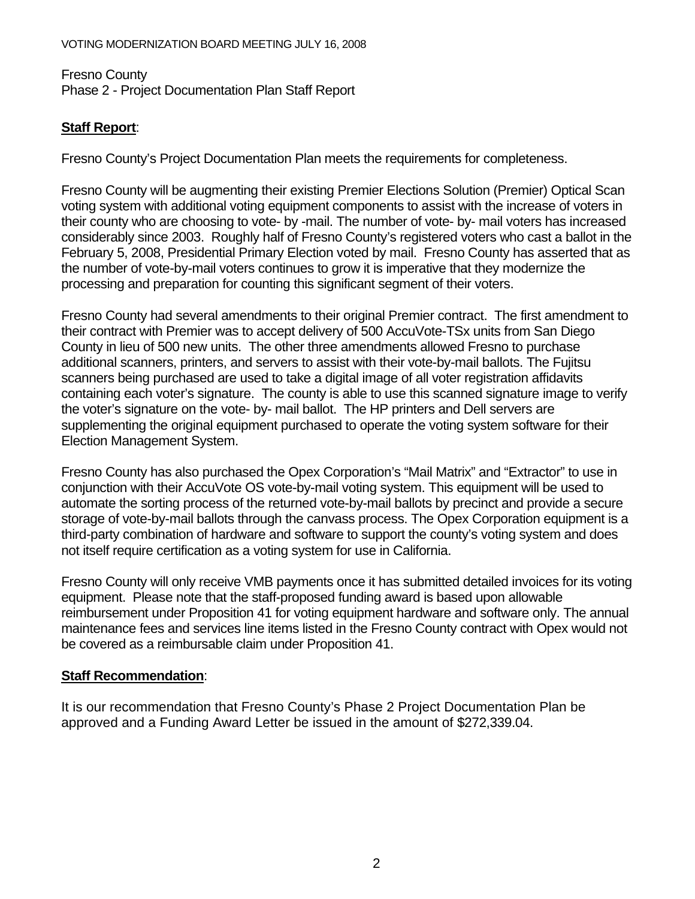Fresno County
Phase 2 - Project Documentation Plan Staff Report

**Staff Report**:

Fresno County's Project Documentation Plan meets the requirements for completeness.

Fresno County will be augmenting their existing Premier Elections Solution (Premier) Optical Scan voting system with additional voting equipment components to assist with the increase of voters in their county who are choosing to vote- by -mail. The number of vote- by- mail voters has increased considerably since 2003. Roughly half of Fresno County's registered voters who cast a ballot in the February 5, 2008, Presidential Primary Election voted by mail. Fresno County has asserted that as the number of vote-by-mail voters continues to grow it is imperative that they modernize the processing and preparation for counting this significant segment of their voters.

Fresno County had several amendments to their original Premier contract. The first amendment to their contract with Premier was to accept delivery of 500 AccuVote-TSx units from San Diego County in lieu of 500 new units. The other three amendments allowed Fresno to purchase additional scanners, printers, and servers to assist with their vote-by-mail ballots. The Fujitsu scanners being purchased are used to take a digital image of all voter registration affidavits containing each voter's signature. The county is able to use this scanned signature image to verify the voter's signature on the vote- by- mail ballot. The HP printers and Dell servers are supplementing the original equipment purchased to operate the voting system software for their Election Management System.

Fresno County has also purchased the Opex Corporation's "Mail Matrix" and "Extractor" to use in conjunction with their AccuVote OS vote-by-mail voting system. This equipment will be used to automate the sorting process of the returned vote-by-mail ballots by precinct and provide a secure storage of vote-by-mail ballots through the canvass process. The Opex Corporation equipment is a third-party combination of hardware and software to support the county's voting system and does not itself require certification as a voting system for use in California.

Fresno County will only receive VMB payments once it has submitted detailed invoices for its voting equipment. Please note that the staff-proposed funding award is based upon allowable reimbursement under Proposition 41 for voting equipment hardware and software only. The annual maintenance fees and services line items listed in the Fresno County contract with Opex would not be covered as a reimbursable claim under Proposition 41.

**Staff Recommendation**:

It is our recommendation that Fresno County's Phase 2 Project Documentation Plan be approved and a Funding Award Letter be issued in the amount of $272,339.04.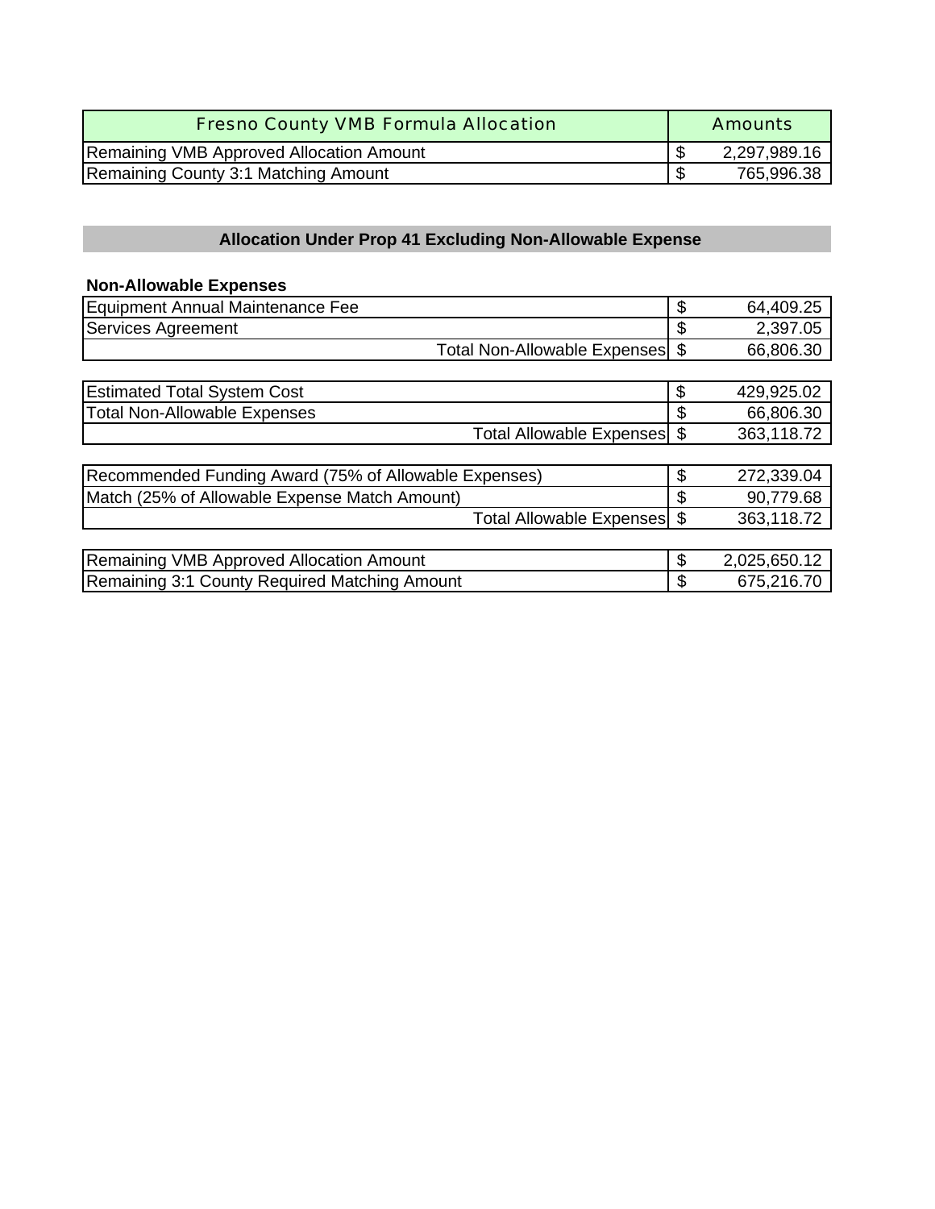| Fresno County VMB Formula Allocation | Amounts |
| --- | --- |
| Remaining VMB Approved Allocation Amount | $ 2,297,989.16 |
| Remaining County 3:1 Matching Amount | $ 765,996.38 |

## Allocation Under Prop 41 Excluding Non-Allowable Expense

**Non-Allowable Expenses**

| | |
| --- | --- |
| Equipment Annual Maintenance Fee | $ 64,409.25 |
| Services Agreement | $ 2,397.05 |
| Total Non-Allowable Expenses | $ 66,806.30 |

| | |
| --- | --- |
| Estimated Total System Cost | $ 429,925.02 |
| Total Non-Allowable Expenses | $ 66,806.30 |
| Total Allowable Expenses | $ 363,118.72 |

| | |
| --- | --- |
| Recommended Funding Award (75% of Allowable Expenses) | $ 272,339.04 |
| Match (25% of Allowable Expense Match Amount) | $ 90,779.68 |
| Total Allowable Expenses | $ 363,118.72 |

| | |
| --- | --- |
| Remaining VMB Approved Allocation Amount | $ 2,025,650.12 |
| Remaining 3:1 County Required Matching Amount | $ 675,216.70 |